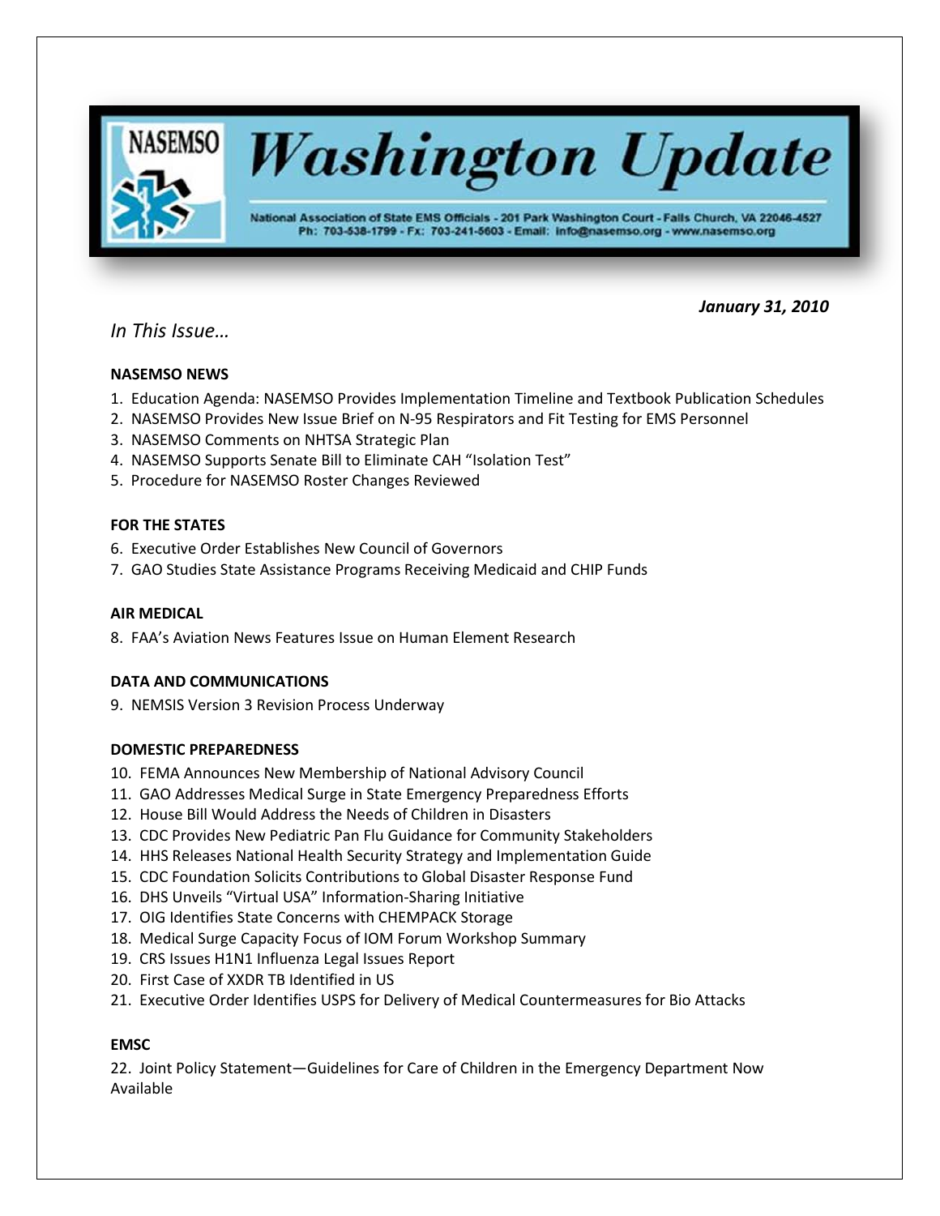# NASEMSO Washington Update

National Association of State EMS Officials - 201 Park Washington Court - Falls Church, VA 22046-4527
Ph: 703-538-1799 - Fx: 703-241-5603 - Email: info@nasemso.org - www.nasemso.org

***January 31, 2010***

*In This Issue…*

**NASEMSO NEWS**

1. Education Agenda: NASEMSO Provides Implementation Timeline and Textbook Publication Schedules
2. NASEMSO Provides New Issue Brief on N-95 Respirators and Fit Testing for EMS Personnel
3. NASEMSO Comments on NHTSA Strategic Plan
4. NASEMSO Supports Senate Bill to Eliminate CAH "Isolation Test"
5. Procedure for NASEMSO Roster Changes Reviewed

**FOR THE STATES**

6. Executive Order Establishes New Council of Governors
7. GAO Studies State Assistance Programs Receiving Medicaid and CHIP Funds

**AIR MEDICAL**

8. FAA's Aviation News Features Issue on Human Element Research

**DATA AND COMMUNICATIONS**

9. NEMSIS Version 3 Revision Process Underway

**DOMESTIC PREPAREDNESS**

10. FEMA Announces New Membership of National Advisory Council
11. GAO Addresses Medical Surge in State Emergency Preparedness Efforts
12. House Bill Would Address the Needs of Children in Disasters
13. CDC Provides New Pediatric Pan Flu Guidance for Community Stakeholders
14. HHS Releases National Health Security Strategy and Implementation Guide
15. CDC Foundation Solicits Contributions to Global Disaster Response Fund
16. DHS Unveils "Virtual USA" Information-Sharing Initiative
17. OIG Identifies State Concerns with CHEMPACK Storage
18. Medical Surge Capacity Focus of IOM Forum Workshop Summary
19. CRS Issues H1N1 Influenza Legal Issues Report
20. First Case of XXDR TB Identified in US
21. Executive Order Identifies USPS for Delivery of Medical Countermeasures for Bio Attacks

**EMSC**

22. Joint Policy Statement—Guidelines for Care of Children in the Emergency Department Now Available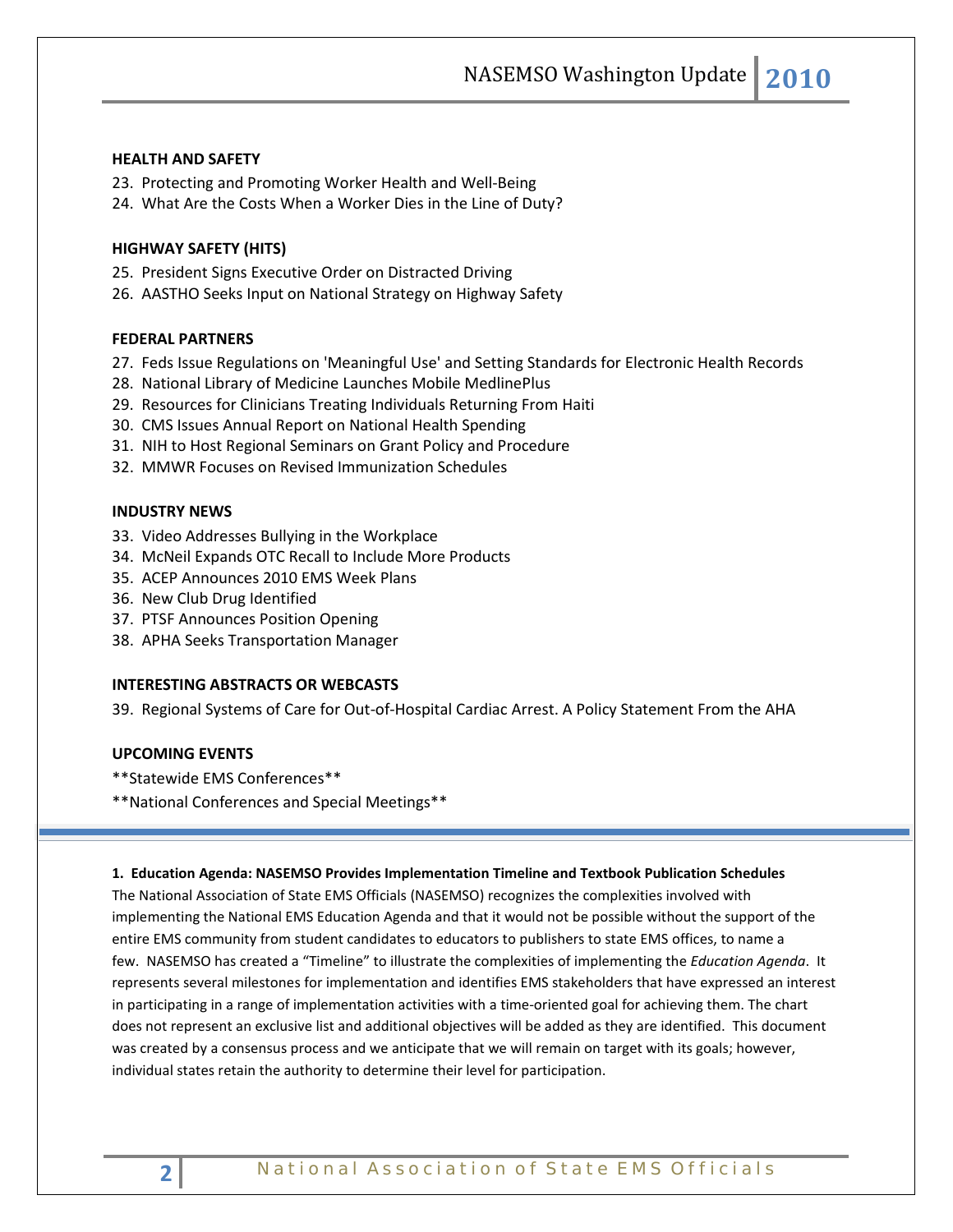**HEALTH AND SAFETY**

23. Protecting and Promoting Worker Health and Well-Being
24. What Are the Costs When a Worker Dies in the Line of Duty?

**HIGHWAY SAFETY (HITS)**

25. President Signs Executive Order on Distracted Driving
26. AASTHO Seeks Input on National Strategy on Highway Safety

**FEDERAL PARTNERS**

27. Feds Issue Regulations on 'Meaningful Use' and Setting Standards for Electronic Health Records
28. National Library of Medicine Launches Mobile MedlinePlus
29. Resources for Clinicians Treating Individuals Returning From Haiti
30. CMS Issues Annual Report on National Health Spending
31. NIH to Host Regional Seminars on Grant Policy and Procedure
32. MMWR Focuses on Revised Immunization Schedules

**INDUSTRY NEWS**

33. Video Addresses Bullying in the Workplace
34. McNeil Expands OTC Recall to Include More Products
35. ACEP Announces 2010 EMS Week Plans
36. New Club Drug Identified
37. PTSF Announces Position Opening
38. APHA Seeks Transportation Manager

**INTERESTING ABSTRACTS OR WEBCASTS**

39. Regional Systems of Care for Out-of-Hospital Cardiac Arrest. A Policy Statement From the AHA

**UPCOMING EVENTS**

**Statewide EMS Conferences**

**National Conferences and Special Meetings**

---

**1. Education Agenda: NASEMSO Provides Implementation Timeline and Textbook Publication Schedules**

The National Association of State EMS Officials (NASEMSO) recognizes the complexities involved with implementing the National EMS Education Agenda and that it would not be possible without the support of the entire EMS community from student candidates to educators to publishers to state EMS offices, to name a few. NASEMSO has created a "Timeline" to illustrate the complexities of implementing the *Education Agenda*. It represents several milestones for implementation and identifies EMS stakeholders that have expressed an interest in participating in a range of implementation activities with a time-oriented goal for achieving them. The chart does not represent an exclusive list and additional objectives will be added as they are identified. This document was created by a consensus process and we anticipate that we will remain on target with its goals; however, individual states retain the authority to determine their level for participation.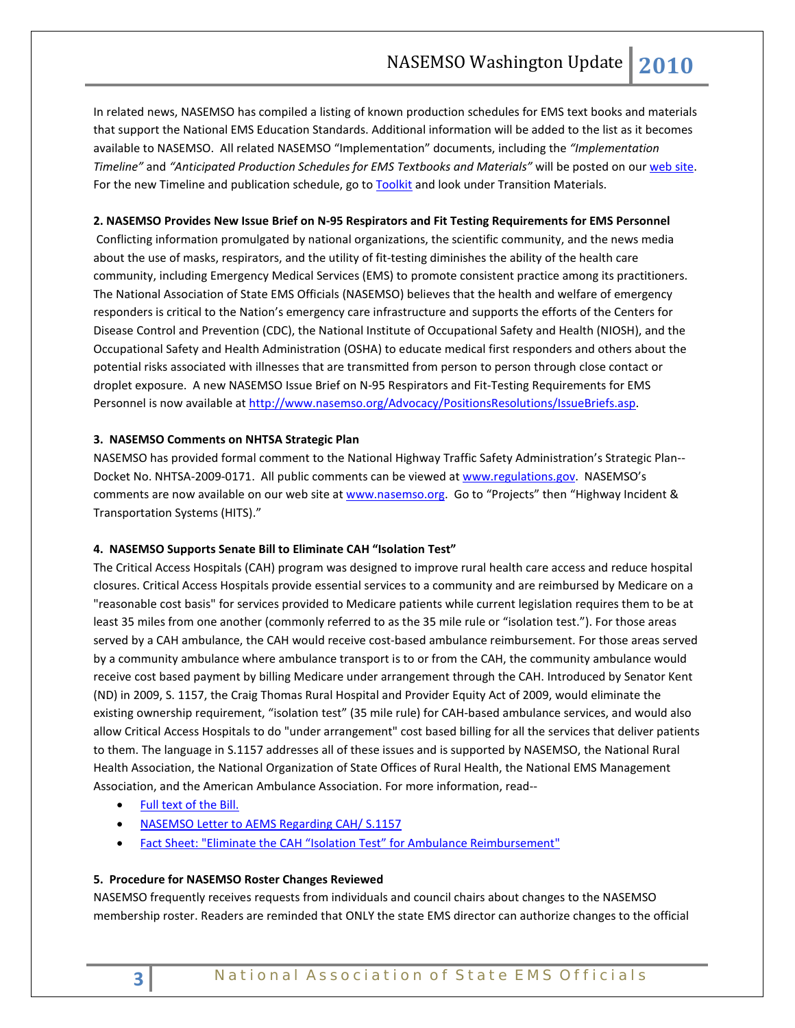In related news, NASEMSO has compiled a listing of known production schedules for EMS text books and materials that support the National EMS Education Standards. Additional information will be added to the list as it becomes available to NASEMSO. All related NASEMSO "Implementation" documents, including the *"Implementation Timeline"* and *"Anticipated Production Schedules for EMS Textbooks and Materials"* will be posted on our [web site](). For the new Timeline and publication schedule, go to [Toolkit]() and look under Transition Materials.

**2. NASEMSO Provides New Issue Brief on N-95 Respirators and Fit Testing Requirements for EMS Personnel**

Conflicting information promulgated by national organizations, the scientific community, and the news media about the use of masks, respirators, and the utility of fit-testing diminishes the ability of the health care community, including Emergency Medical Services (EMS) to promote consistent practice among its practitioners. The National Association of State EMS Officials (NASEMSO) believes that the health and welfare of emergency responders is critical to the Nation's emergency care infrastructure and supports the efforts of the Centers for Disease Control and Prevention (CDC), the National Institute of Occupational Safety and Health (NIOSH), and the Occupational Safety and Health Administration (OSHA) to educate medical first responders and others about the potential risks associated with illnesses that are transmitted from person to person through close contact or droplet exposure. A new NASEMSO Issue Brief on N-95 Respirators and Fit-Testing Requirements for EMS Personnel is now available at http://www.nasemso.org/Advocacy/PositionsResolutions/IssueBriefs.asp.

**3. NASEMSO Comments on NHTSA Strategic Plan**

NASEMSO has provided formal comment to the National Highway Traffic Safety Administration's Strategic Plan--Docket No. NHTSA-2009-0171. All public comments can be viewed at www.regulations.gov. NASEMSO's comments are now available on our web site at www.nasemso.org. Go to "Projects" then "Highway Incident & Transportation Systems (HITS)."

**4. NASEMSO Supports Senate Bill to Eliminate CAH "Isolation Test"**

The Critical Access Hospitals (CAH) program was designed to improve rural health care access and reduce hospital closures. Critical Access Hospitals provide essential services to a community and are reimbursed by Medicare on a "reasonable cost basis" for services provided to Medicare patients while current legislation requires them to be at least 35 miles from one another (commonly referred to as the 35 mile rule or "isolation test."). For those areas served by a CAH ambulance, the CAH would receive cost-based ambulance reimbursement. For those areas served by a community ambulance where ambulance transport is to or from the CAH, the community ambulance would receive cost based payment by billing Medicare under arrangement through the CAH. Introduced by Senator Kent (ND) in 2009, S. 1157, the Craig Thomas Rural Hospital and Provider Equity Act of 2009, would eliminate the existing ownership requirement, "isolation test" (35 mile rule) for CAH-based ambulance services, and would also allow Critical Access Hospitals to do "under arrangement" cost based billing for all the services that deliver patients to them. The language in S.1157 addresses all of these issues and is supported by NASEMSO, the National Rural Health Association, the National Organization of State Offices of Rural Health, the National EMS Management Association, and the American Ambulance Association. For more information, read--

- [Full text of the Bill.]()
- [NASEMSO Letter to AEMS Regarding CAH/ S.1157]()
- [Fact Sheet: "Eliminate the CAH "Isolation Test" for Ambulance Reimbursement"]()

**5. Procedure for NASEMSO Roster Changes Reviewed**

NASEMSO frequently receives requests from individuals and council chairs about changes to the NASEMSO membership roster. Readers are reminded that ONLY the state EMS director can authorize changes to the official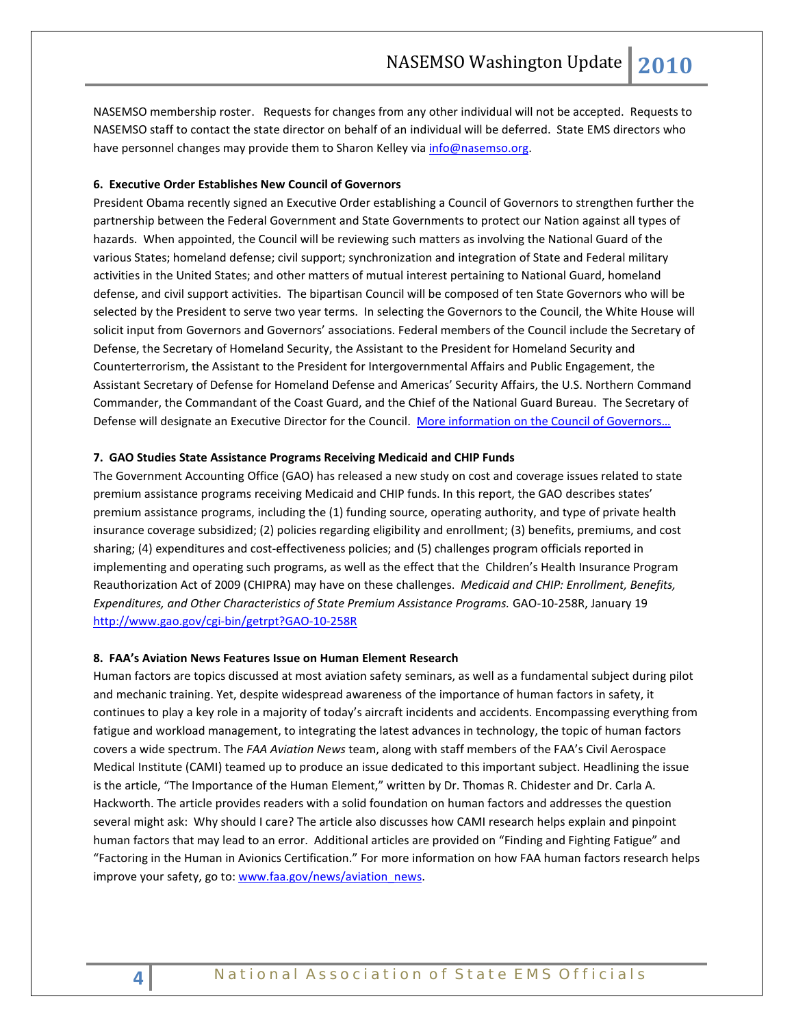NASEMSO membership roster. Requests for changes from any other individual will not be accepted. Requests to NASEMSO staff to contact the state director on behalf of an individual will be deferred. State EMS directors who have personnel changes may provide them to Sharon Kelley via info@nasemso.org.

**6. Executive Order Establishes New Council of Governors**

President Obama recently signed an Executive Order establishing a Council of Governors to strengthen further the partnership between the Federal Government and State Governments to protect our Nation against all types of hazards. When appointed, the Council will be reviewing such matters as involving the National Guard of the various States; homeland defense; civil support; synchronization and integration of State and Federal military activities in the United States; and other matters of mutual interest pertaining to National Guard, homeland defense, and civil support activities. The bipartisan Council will be composed of ten State Governors who will be selected by the President to serve two year terms. In selecting the Governors to the Council, the White House will solicit input from Governors and Governors' associations. Federal members of the Council include the Secretary of Defense, the Secretary of Homeland Security, the Assistant to the President for Homeland Security and Counterterrorism, the Assistant to the President for Intergovernmental Affairs and Public Engagement, the Assistant Secretary of Defense for Homeland Defense and Americas' Security Affairs, the U.S. Northern Command Commander, the Commandant of the Coast Guard, and the Chief of the National Guard Bureau. The Secretary of Defense will designate an Executive Director for the Council. More information on the Council of Governors…

**7. GAO Studies State Assistance Programs Receiving Medicaid and CHIP Funds**

The Government Accounting Office (GAO) has released a new study on cost and coverage issues related to state premium assistance programs receiving Medicaid and CHIP funds. In this report, the GAO describes states' premium assistance programs, including the (1) funding source, operating authority, and type of private health insurance coverage subsidized; (2) policies regarding eligibility and enrollment; (3) benefits, premiums, and cost sharing; (4) expenditures and cost-effectiveness policies; and (5) challenges program officials reported in implementing and operating such programs, as well as the effect that the Children's Health Insurance Program Reauthorization Act of 2009 (CHIPRA) may have on these challenges. *Medicaid and CHIP: Enrollment, Benefits, Expenditures, and Other Characteristics of State Premium Assistance Programs.* GAO-10-258R, January 19 http://www.gao.gov/cgi-bin/getrpt?GAO-10-258R

**8. FAA's Aviation News Features Issue on Human Element Research**

Human factors are topics discussed at most aviation safety seminars, as well as a fundamental subject during pilot and mechanic training. Yet, despite widespread awareness of the importance of human factors in safety, it continues to play a key role in a majority of today's aircraft incidents and accidents. Encompassing everything from fatigue and workload management, to integrating the latest advances in technology, the topic of human factors covers a wide spectrum. The *FAA Aviation News* team, along with staff members of the FAA's Civil Aerospace Medical Institute (CAMI) teamed up to produce an issue dedicated to this important subject. Headlining the issue is the article, "The Importance of the Human Element," written by Dr. Thomas R. Chidester and Dr. Carla A. Hackworth. The article provides readers with a solid foundation on human factors and addresses the question several might ask: Why should I care? The article also discusses how CAMI research helps explain and pinpoint human factors that may lead to an error. Additional articles are provided on "Finding and Fighting Fatigue" and "Factoring in the Human in Avionics Certification." For more information on how FAA human factors research helps improve your safety, go to: www.faa.gov/news/aviation_news.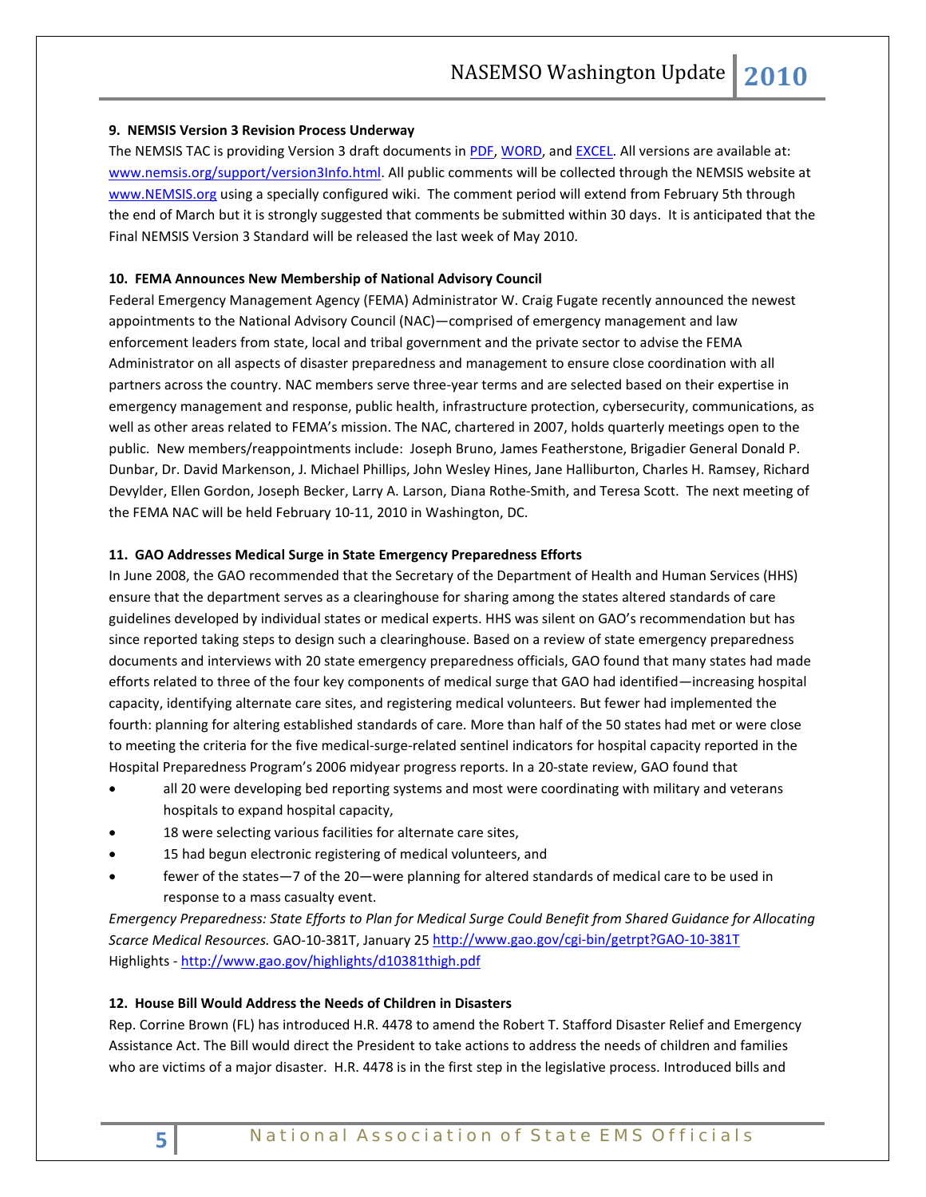**9. NEMSIS Version 3 Revision Process Underway**

The NEMSIS TAC is providing Version 3 draft documents in [PDF](), [WORD](), and [EXCEL](). All versions are available at: [www.nemsis.org/support/version3Info.html](http://www.nemsis.org/support/version3Info.html). All public comments will be collected through the NEMSIS website at [www.NEMSIS.org](http://www.NEMSIS.org) using a specially configured wiki. The comment period will extend from February 5th through the end of March but it is strongly suggested that comments be submitted within 30 days. It is anticipated that the Final NEMSIS Version 3 Standard will be released the last week of May 2010.

**10. FEMA Announces New Membership of National Advisory Council**

Federal Emergency Management Agency (FEMA) Administrator W. Craig Fugate recently announced the newest appointments to the National Advisory Council (NAC)—comprised of emergency management and law enforcement leaders from state, local and tribal government and the private sector to advise the FEMA Administrator on all aspects of disaster preparedness and management to ensure close coordination with all partners across the country. NAC members serve three-year terms and are selected based on their expertise in emergency management and response, public health, infrastructure protection, cybersecurity, communications, as well as other areas related to FEMA's mission. The NAC, chartered in 2007, holds quarterly meetings open to the public. New members/reappointments include: Joseph Bruno, James Featherstone, Brigadier General Donald P. Dunbar, Dr. David Markenson, J. Michael Phillips, John Wesley Hines, Jane Halliburton, Charles H. Ramsey, Richard Devylder, Ellen Gordon, Joseph Becker, Larry A. Larson, Diana Rothe-Smith, and Teresa Scott. The next meeting of the FEMA NAC will be held February 10-11, 2010 in Washington, DC.

**11. GAO Addresses Medical Surge in State Emergency Preparedness Efforts**

In June 2008, the GAO recommended that the Secretary of the Department of Health and Human Services (HHS) ensure that the department serves as a clearinghouse for sharing among the states altered standards of care guidelines developed by individual states or medical experts. HHS was silent on GAO's recommendation but has since reported taking steps to design such a clearinghouse. Based on a review of state emergency preparedness documents and interviews with 20 state emergency preparedness officials, GAO found that many states had made efforts related to three of the four key components of medical surge that GAO had identified—increasing hospital capacity, identifying alternate care sites, and registering medical volunteers. But fewer had implemented the fourth: planning for altering established standards of care. More than half of the 50 states had met or were close to meeting the criteria for the five medical-surge-related sentinel indicators for hospital capacity reported in the Hospital Preparedness Program's 2006 midyear progress reports. In a 20-state review, GAO found that

- all 20 were developing bed reporting systems and most were coordinating with military and veterans hospitals to expand hospital capacity,
- 18 were selecting various facilities for alternate care sites,
- 15 had begun electronic registering of medical volunteers, and
- fewer of the states—7 of the 20—were planning for altered standards of medical care to be used in response to a mass casualty event.

*Emergency Preparedness: State Efforts to Plan for Medical Surge Could Benefit from Shared Guidance for Allocating Scarce Medical Resources.* GAO-10-381T, January 25 [http://www.gao.gov/cgi-bin/getrpt?GAO-10-381T](http://www.gao.gov/cgi-bin/getrpt?GAO-10-381T)
Highlights - [http://www.gao.gov/highlights/d10381thigh.pdf](http://www.gao.gov/highlights/d10381thigh.pdf)

**12. House Bill Would Address the Needs of Children in Disasters**

Rep. Corrine Brown (FL) has introduced H.R. 4478 to amend the Robert T. Stafford Disaster Relief and Emergency Assistance Act. The Bill would direct the President to take actions to address the needs of children and families who are victims of a major disaster. H.R. 4478 is in the first step in the legislative process. Introduced bills and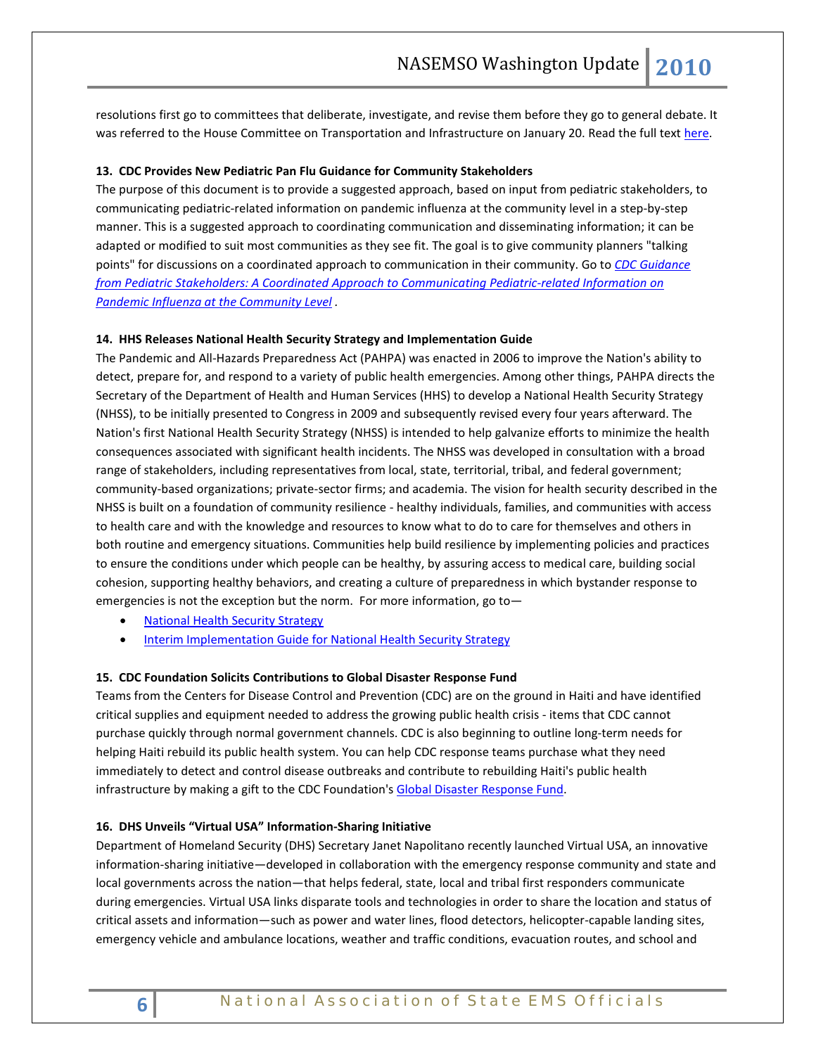resolutions first go to committees that deliberate, investigate, and revise them before they go to general debate. It was referred to the House Committee on Transportation and Infrastructure on January 20. Read the full text here.

**13. CDC Provides New Pediatric Pan Flu Guidance for Community Stakeholders**

The purpose of this document is to provide a suggested approach, based on input from pediatric stakeholders, to communicating pediatric-related information on pandemic influenza at the community level in a step-by-step manner. This is a suggested approach to coordinating communication and disseminating information; it can be adapted or modified to suit most communities as they see fit. The goal is to give community planners "talking points" for discussions on a coordinated approach to communication in their community. Go to *CDC Guidance from Pediatric Stakeholders: A Coordinated Approach to Communicating Pediatric-related Information on Pandemic Influenza at the Community Level* .

**14. HHS Releases National Health Security Strategy and Implementation Guide**

The Pandemic and All-Hazards Preparedness Act (PAHPA) was enacted in 2006 to improve the Nation's ability to detect, prepare for, and respond to a variety of public health emergencies. Among other things, PAHPA directs the Secretary of the Department of Health and Human Services (HHS) to develop a National Health Security Strategy (NHSS), to be initially presented to Congress in 2009 and subsequently revised every four years afterward. The Nation's first National Health Security Strategy (NHSS) is intended to help galvanize efforts to minimize the health consequences associated with significant health incidents. The NHSS was developed in consultation with a broad range of stakeholders, including representatives from local, state, territorial, tribal, and federal government; community-based organizations; private-sector firms; and academia. The vision for health security described in the NHSS is built on a foundation of community resilience - healthy individuals, families, and communities with access to health care and with the knowledge and resources to know what to do to care for themselves and others in both routine and emergency situations. Communities help build resilience by implementing policies and practices to ensure the conditions under which people can be healthy, by assuring access to medical care, building social cohesion, supporting healthy behaviors, and creating a culture of preparedness in which bystander response to emergencies is not the exception but the norm. For more information, go to—

- National Health Security Strategy
- Interim Implementation Guide for National Health Security Strategy

**15. CDC Foundation Solicits Contributions to Global Disaster Response Fund**

Teams from the Centers for Disease Control and Prevention (CDC) are on the ground in Haiti and have identified critical supplies and equipment needed to address the growing public health crisis - items that CDC cannot purchase quickly through normal government channels. CDC is also beginning to outline long-term needs for helping Haiti rebuild its public health system. You can help CDC response teams purchase what they need immediately to detect and control disease outbreaks and contribute to rebuilding Haiti's public health infrastructure by making a gift to the CDC Foundation's Global Disaster Response Fund.

**16. DHS Unveils "Virtual USA" Information-Sharing Initiative**

Department of Homeland Security (DHS) Secretary Janet Napolitano recently launched Virtual USA, an innovative information-sharing initiative—developed in collaboration with the emergency response community and state and local governments across the nation—that helps federal, state, local and tribal first responders communicate during emergencies. Virtual USA links disparate tools and technologies in order to share the location and status of critical assets and information—such as power and water lines, flood detectors, helicopter-capable landing sites, emergency vehicle and ambulance locations, weather and traffic conditions, evacuation routes, and school and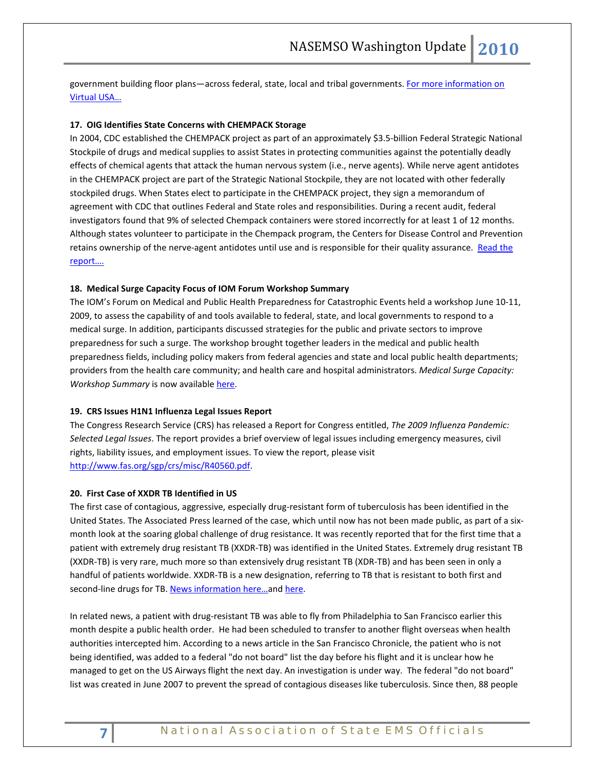government building floor plans—across federal, state, local and tribal governments. [For more information on Virtual USA…]

**17. OIG Identifies State Concerns with CHEMPACK Storage**

In 2004, CDC established the CHEMPACK project as part of an approximately $3.5-billion Federal Strategic National Stockpile of drugs and medical supplies to assist States in protecting communities against the potentially deadly effects of chemical agents that attack the human nervous system (i.e., nerve agents). While nerve agent antidotes in the CHEMPACK project are part of the Strategic National Stockpile, they are not located with other federally stockpiled drugs. When States elect to participate in the CHEMPACK project, they sign a memorandum of agreement with CDC that outlines Federal and State roles and responsibilities. During a recent audit, federal investigators found that 9% of selected Chempack containers were stored incorrectly for at least 1 of 12 months. Although states volunteer to participate in the Chempack program, the Centers for Disease Control and Prevention retains ownership of the nerve-agent antidotes until use and is responsible for their quality assurance. [Read the report….]

**18. Medical Surge Capacity Focus of IOM Forum Workshop Summary**

The IOM's Forum on Medical and Public Health Preparedness for Catastrophic Events held a workshop June 10-11, 2009, to assess the capability of and tools available to federal, state, and local governments to respond to a medical surge. In addition, participants discussed strategies for the public and private sectors to improve preparedness for such a surge. The workshop brought together leaders in the medical and public health preparedness fields, including policy makers from federal agencies and state and local public health departments; providers from the health care community; and health care and hospital administrators. *Medical Surge Capacity: Workshop Summary* is now available [here].

**19. CRS Issues H1N1 Influenza Legal Issues Report**

The Congress Research Service (CRS) has released a Report for Congress entitled, *The 2009 Influenza Pandemic: Selected Legal Issues*. The report provides a brief overview of legal issues including emergency measures, civil rights, liability issues, and employment issues. To view the report, please visit http://www.fas.org/sgp/crs/misc/R40560.pdf.

**20. First Case of XXDR TB Identified in US**

The first case of contagious, aggressive, especially drug-resistant form of tuberculosis has been identified in the United States. The Associated Press learned of the case, which until now has not been made public, as part of a six-month look at the soaring global challenge of drug resistance. It was recently reported that for the first time that a patient with extremely drug resistant TB (XXDR-TB) was identified in the United States. Extremely drug resistant TB (XXDR-TB) is very rare, much more so than extensively drug resistant TB (XDR-TB) and has been seen in only a handful of patients worldwide. XXDR-TB is a new designation, referring to TB that is resistant to both first and second-line drugs for TB. [News information here…] and [here].

In related news, a patient with drug-resistant TB was able to fly from Philadelphia to San Francisco earlier this month despite a public health order. He had been scheduled to transfer to another flight overseas when health authorities intercepted him. According to a news article in the San Francisco Chronicle, the patient who is not being identified, was added to a federal "do not board" list the day before his flight and it is unclear how he managed to get on the US Airways flight the next day. An investigation is under way. The federal "do not board" list was created in June 2007 to prevent the spread of contagious diseases like tuberculosis. Since then, 88 people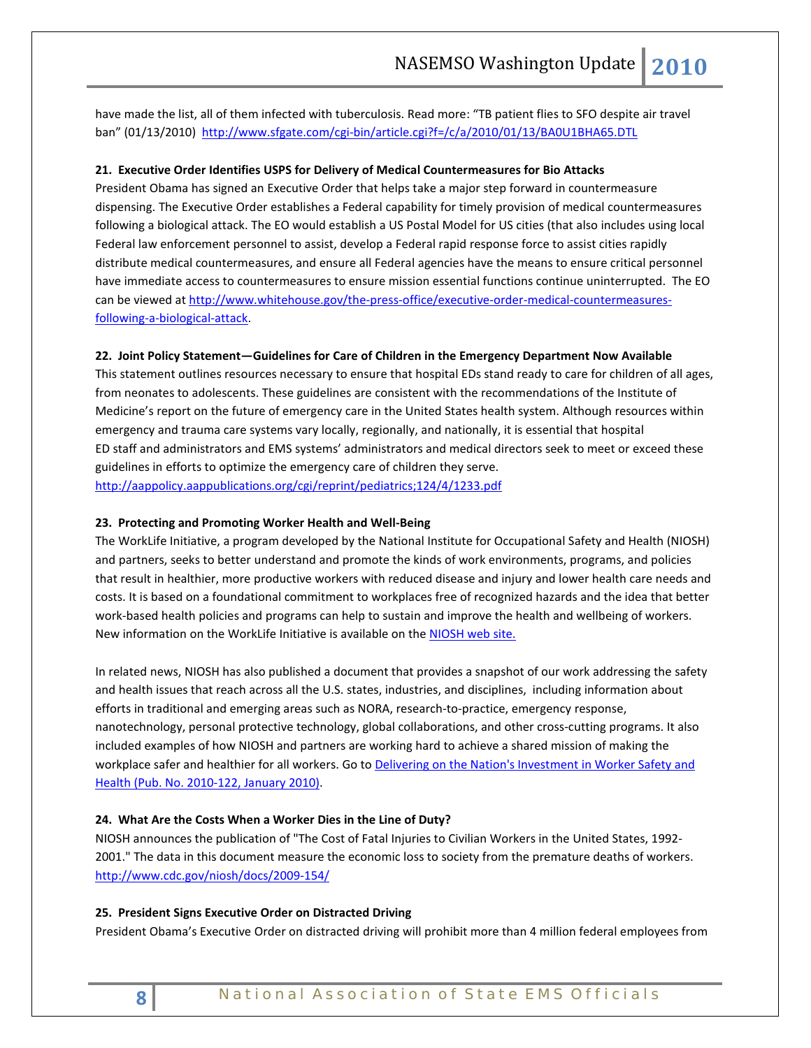have made the list, all of them infected with tuberculosis. Read more: "TB patient flies to SFO despite air travel ban" (01/13/2010) http://www.sfgate.com/cgi-bin/article.cgi?f=/c/a/2010/01/13/BA0U1BHA65.DTL

**21. Executive Order Identifies USPS for Delivery of Medical Countermeasures for Bio Attacks**

President Obama has signed an Executive Order that helps take a major step forward in countermeasure dispensing. The Executive Order establishes a Federal capability for timely provision of medical countermeasures following a biological attack. The EO would establish a US Postal Model for US cities (that also includes using local Federal law enforcement personnel to assist, develop a Federal rapid response force to assist cities rapidly distribute medical countermeasures, and ensure all Federal agencies have the means to ensure critical personnel have immediate access to countermeasures to ensure mission essential functions continue uninterrupted. The EO can be viewed at http://www.whitehouse.gov/the-press-office/executive-order-medical-countermeasures-following-a-biological-attack.

**22. Joint Policy Statement—Guidelines for Care of Children in the Emergency Department Now Available**

This statement outlines resources necessary to ensure that hospital EDs stand ready to care for children of all ages, from neonates to adolescents. These guidelines are consistent with the recommendations of the Institute of Medicine's report on the future of emergency care in the United States health system. Although resources within emergency and trauma care systems vary locally, regionally, and nationally, it is essential that hospital ED staff and administrators and EMS systems' administrators and medical directors seek to meet or exceed these guidelines in efforts to optimize the emergency care of children they serve.
http://aappolicy.aappublications.org/cgi/reprint/pediatrics;124/4/1233.pdf

**23. Protecting and Promoting Worker Health and Well-Being**

The WorkLife Initiative, a program developed by the National Institute for Occupational Safety and Health (NIOSH) and partners, seeks to better understand and promote the kinds of work environments, programs, and policies that result in healthier, more productive workers with reduced disease and injury and lower health care needs and costs. It is based on a foundational commitment to workplaces free of recognized hazards and the idea that better work-based health policies and programs can help to sustain and improve the health and wellbeing of workers. New information on the WorkLife Initiative is available on the NIOSH web site.

In related news, NIOSH has also published a document that provides a snapshot of our work addressing the safety and health issues that reach across all the U.S. states, industries, and disciplines, including information about efforts in traditional and emerging areas such as NORA, research-to-practice, emergency response, nanotechnology, personal protective technology, global collaborations, and other cross-cutting programs. It also included examples of how NIOSH and partners are working hard to achieve a shared mission of making the workplace safer and healthier for all workers. Go to Delivering on the Nation's Investment in Worker Safety and Health (Pub. No. 2010-122, January 2010).

**24. What Are the Costs When a Worker Dies in the Line of Duty?**

NIOSH announces the publication of "The Cost of Fatal Injuries to Civilian Workers in the United States, 1992-2001." The data in this document measure the economic loss to society from the premature deaths of workers.
http://www.cdc.gov/niosh/docs/2009-154/

**25. President Signs Executive Order on Distracted Driving**

President Obama's Executive Order on distracted driving will prohibit more than 4 million federal employees from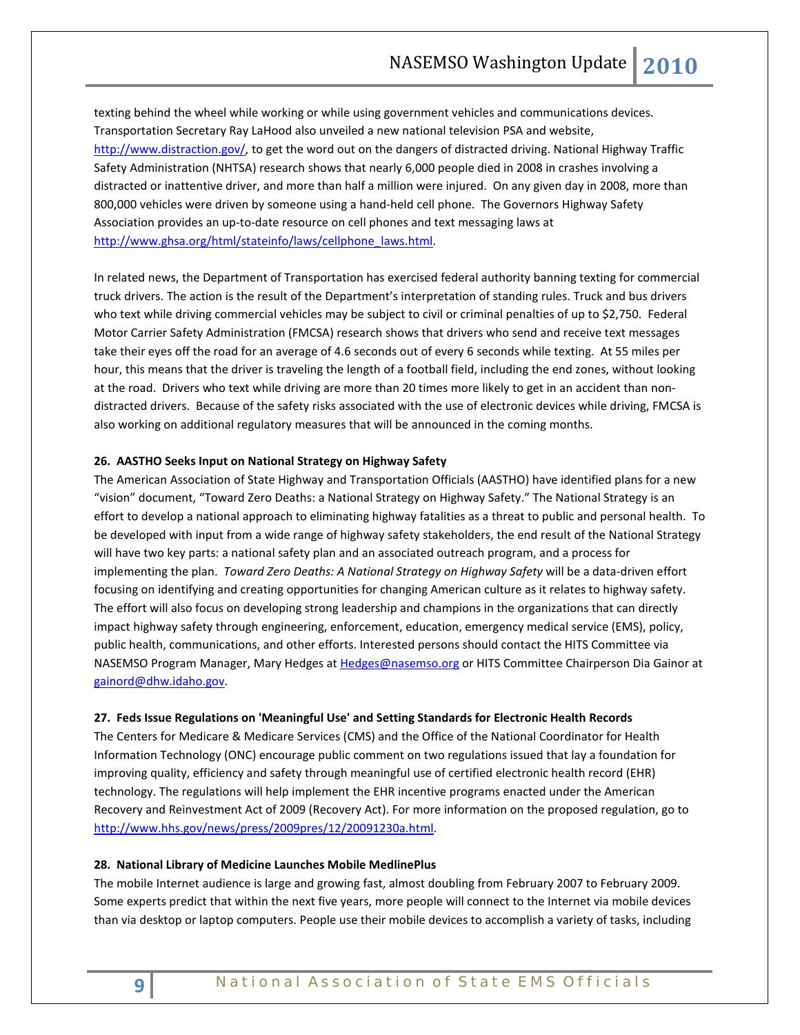texting behind the wheel while working or while using government vehicles and communications devices. Transportation Secretary Ray LaHood also unveiled a new national television PSA and website, http://www.distraction.gov/, to get the word out on the dangers of distracted driving. National Highway Traffic Safety Administration (NHTSA) research shows that nearly 6,000 people died in 2008 in crashes involving a distracted or inattentive driver, and more than half a million were injured. On any given day in 2008, more than 800,000 vehicles were driven by someone using a hand-held cell phone. The Governors Highway Safety Association provides an up-to-date resource on cell phones and text messaging laws at http://www.ghsa.org/html/stateinfo/laws/cellphone_laws.html.

In related news, the Department of Transportation has exercised federal authority banning texting for commercial truck drivers. The action is the result of the Department's interpretation of standing rules. Truck and bus drivers who text while driving commercial vehicles may be subject to civil or criminal penalties of up to $2,750. Federal Motor Carrier Safety Administration (FMCSA) research shows that drivers who send and receive text messages take their eyes off the road for an average of 4.6 seconds out of every 6 seconds while texting. At 55 miles per hour, this means that the driver is traveling the length of a football field, including the end zones, without looking at the road. Drivers who text while driving are more than 20 times more likely to get in an accident than non-distracted drivers. Because of the safety risks associated with the use of electronic devices while driving, FMCSA is also working on additional regulatory measures that will be announced in the coming months.

**26. AASTHO Seeks Input on National Strategy on Highway Safety**

The American Association of State Highway and Transportation Officials (AASTHO) have identified plans for a new "vision" document, "Toward Zero Deaths: a National Strategy on Highway Safety." The National Strategy is an effort to develop a national approach to eliminating highway fatalities as a threat to public and personal health. To be developed with input from a wide range of highway safety stakeholders, the end result of the National Strategy will have two key parts: a national safety plan and an associated outreach program, and a process for implementing the plan. *Toward Zero Deaths: A National Strategy on Highway Safety* will be a data-driven effort focusing on identifying and creating opportunities for changing American culture as it relates to highway safety. The effort will also focus on developing strong leadership and champions in the organizations that can directly impact highway safety through engineering, enforcement, education, emergency medical service (EMS), policy, public health, communications, and other efforts. Interested persons should contact the HITS Committee via NASEMSO Program Manager, Mary Hedges at Hedges@nasemso.org or HITS Committee Chairperson Dia Gainor at gainord@dhw.idaho.gov.

**27. Feds Issue Regulations on 'Meaningful Use' and Setting Standards for Electronic Health Records**

The Centers for Medicare & Medicare Services (CMS) and the Office of the National Coordinator for Health Information Technology (ONC) encourage public comment on two regulations issued that lay a foundation for improving quality, efficiency and safety through meaningful use of certified electronic health record (EHR) technology. The regulations will help implement the EHR incentive programs enacted under the American Recovery and Reinvestment Act of 2009 (Recovery Act). For more information on the proposed regulation, go to http://www.hhs.gov/news/press/2009pres/12/20091230a.html.

**28. National Library of Medicine Launches Mobile MedlinePlus**

The mobile Internet audience is large and growing fast, almost doubling from February 2007 to February 2009. Some experts predict that within the next five years, more people will connect to the Internet via mobile devices than via desktop or laptop computers. People use their mobile devices to accomplish a variety of tasks, including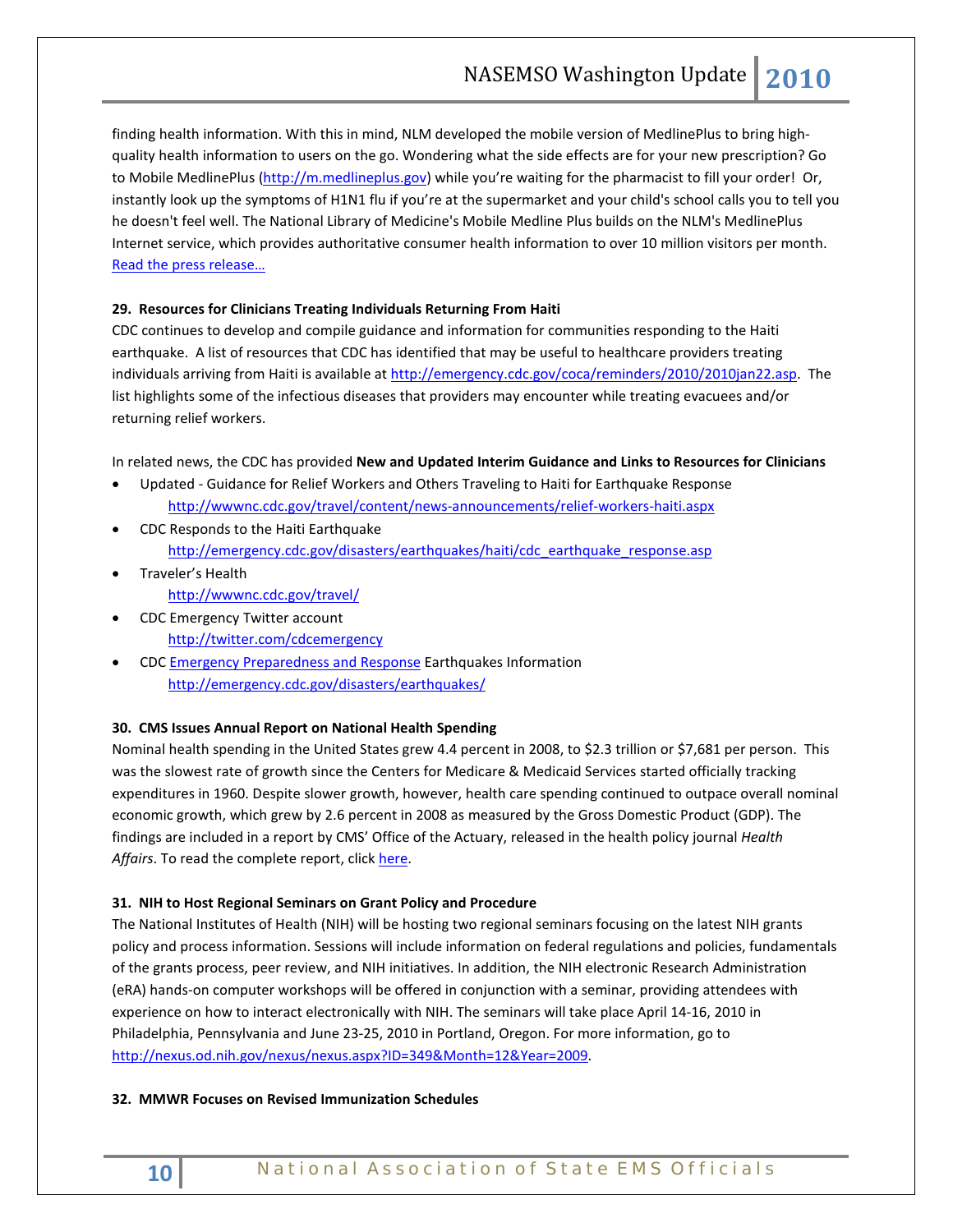finding health information. With this in mind, NLM developed the mobile version of MedlinePlus to bring high-quality health information to users on the go. Wondering what the side effects are for your new prescription? Go to Mobile MedlinePlus (http://m.medlineplus.gov) while you're waiting for the pharmacist to fill your order! Or, instantly look up the symptoms of H1N1 flu if you're at the supermarket and your child's school calls you to tell you he doesn't feel well. The National Library of Medicine's Mobile Medline Plus builds on the NLM's MedlinePlus Internet service, which provides authoritative consumer health information to over 10 million visitors per month. Read the press release…

**29. Resources for Clinicians Treating Individuals Returning From Haiti**

CDC continues to develop and compile guidance and information for communities responding to the Haiti earthquake. A list of resources that CDC has identified that may be useful to healthcare providers treating individuals arriving from Haiti is available at http://emergency.cdc.gov/coca/reminders/2010/2010jan22.asp. The list highlights some of the infectious diseases that providers may encounter while treating evacuees and/or returning relief workers.

In related news, the CDC has provided **New and Updated Interim Guidance and Links to Resources for Clinicians**

- Updated - Guidance for Relief Workers and Others Traveling to Haiti for Earthquake Response
  http://wwwnc.cdc.gov/travel/content/news-announcements/relief-workers-haiti.aspx
- CDC Responds to the Haiti Earthquake
  http://emergency.cdc.gov/disasters/earthquakes/haiti/cdc_earthquake_response.asp
- Traveler's Health
  http://wwwnc.cdc.gov/travel/
- CDC Emergency Twitter account
  http://twitter.com/cdcemergency
- CDC Emergency Preparedness and Response Earthquakes Information
  http://emergency.cdc.gov/disasters/earthquakes/

**30. CMS Issues Annual Report on National Health Spending**

Nominal health spending in the United States grew 4.4 percent in 2008, to $2.3 trillion or $7,681 per person. This was the slowest rate of growth since the Centers for Medicare & Medicaid Services started officially tracking expenditures in 1960. Despite slower growth, however, health care spending continued to outpace overall nominal economic growth, which grew by 2.6 percent in 2008 as measured by the Gross Domestic Product (GDP). The findings are included in a report by CMS' Office of the Actuary, released in the health policy journal *Health Affairs*. To read the complete report, click here.

**31. NIH to Host Regional Seminars on Grant Policy and Procedure**

The National Institutes of Health (NIH) will be hosting two regional seminars focusing on the latest NIH grants policy and process information. Sessions will include information on federal regulations and policies, fundamentals of the grants process, peer review, and NIH initiatives. In addition, the NIH electronic Research Administration (eRA) hands-on computer workshops will be offered in conjunction with a seminar, providing attendees with experience on how to interact electronically with NIH. The seminars will take place April 14-16, 2010 in Philadelphia, Pennsylvania and June 23-25, 2010 in Portland, Oregon. For more information, go to http://nexus.od.nih.gov/nexus/nexus.aspx?ID=349&Month=12&Year=2009.

**32. MMWR Focuses on Revised Immunization Schedules**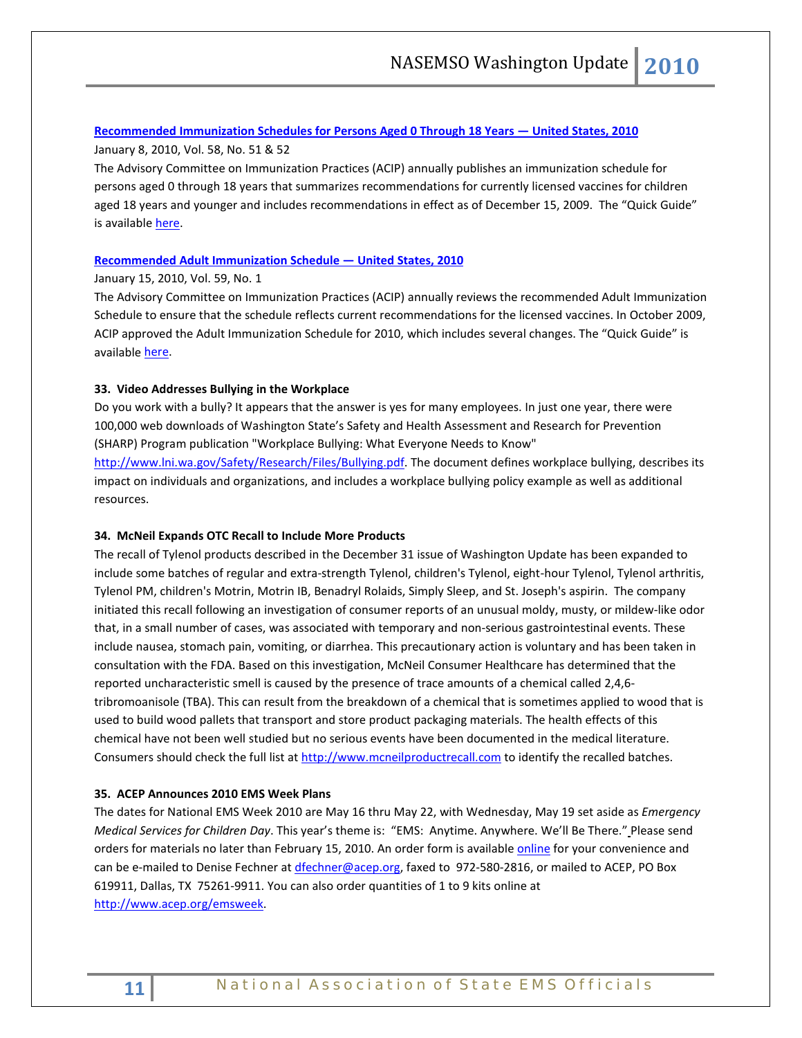**[Recommended Immunization Schedules for Persons Aged 0 Through 18 Years — United States, 2010](#)**

January 8, 2010, Vol. 58, No. 51 & 52

The Advisory Committee on Immunization Practices (ACIP) annually publishes an immunization schedule for persons aged 0 through 18 years that summarizes recommendations for currently licensed vaccines for children aged 18 years and younger and includes recommendations in effect as of December 15, 2009. The "Quick Guide" is available [here](#).

**[Recommended Adult Immunization Schedule — United States, 2010](#)**

January 15, 2010, Vol. 59, No. 1

The Advisory Committee on Immunization Practices (ACIP) annually reviews the recommended Adult Immunization Schedule to ensure that the schedule reflects current recommendations for the licensed vaccines. In October 2009, ACIP approved the Adult Immunization Schedule for 2010, which includes several changes. The "Quick Guide" is available [here](#).

**33. Video Addresses Bullying in the Workplace**

Do you work with a bully? It appears that the answer is yes for many employees. In just one year, there were 100,000 web downloads of Washington State's Safety and Health Assessment and Research for Prevention (SHARP) Program publication "Workplace Bullying: What Everyone Needs to Know" http://www.lni.wa.gov/Safety/Research/Files/Bullying.pdf. The document defines workplace bullying, describes its impact on individuals and organizations, and includes a workplace bullying policy example as well as additional resources.

**34. McNeil Expands OTC Recall to Include More Products**

The recall of Tylenol products described in the December 31 issue of Washington Update has been expanded to include some batches of regular and extra-strength Tylenol, children's Tylenol, eight-hour Tylenol, Tylenol arthritis, Tylenol PM, children's Motrin, Motrin IB, Benadryl Rolaids, Simply Sleep, and St. Joseph's aspirin. The company initiated this recall following an investigation of consumer reports of an unusual moldy, musty, or mildew-like odor that, in a small number of cases, was associated with temporary and non-serious gastrointestinal events. These include nausea, stomach pain, vomiting, or diarrhea. This precautionary action is voluntary and has been taken in consultation with the FDA. Based on this investigation, McNeil Consumer Healthcare has determined that the reported uncharacteristic smell is caused by the presence of trace amounts of a chemical called 2,4,6-tribromoanisole (TBA). This can result from the breakdown of a chemical that is sometimes applied to wood that is used to build wood pallets that transport and store product packaging materials. The health effects of this chemical have not been well studied but no serious events have been documented in the medical literature. Consumers should check the full list at http://www.mcneilproductrecall.com to identify the recalled batches.

**35. ACEP Announces 2010 EMS Week Plans**

The dates for National EMS Week 2010 are May 16 thru May 22, with Wednesday, May 19 set aside as *Emergency Medical Services for Children Day*. This year's theme is: "EMS: Anytime. Anywhere. We'll Be There." Please send orders for materials no later than February 15, 2010. An order form is available [online](#) for your convenience and can be e-mailed to Denise Fechner at dfechner@acep.org, faxed to 972-580-2816, or mailed to ACEP, PO Box 619911, Dallas, TX 75261-9911. You can also order quantities of 1 to 9 kits online at http://www.acep.org/emsweek.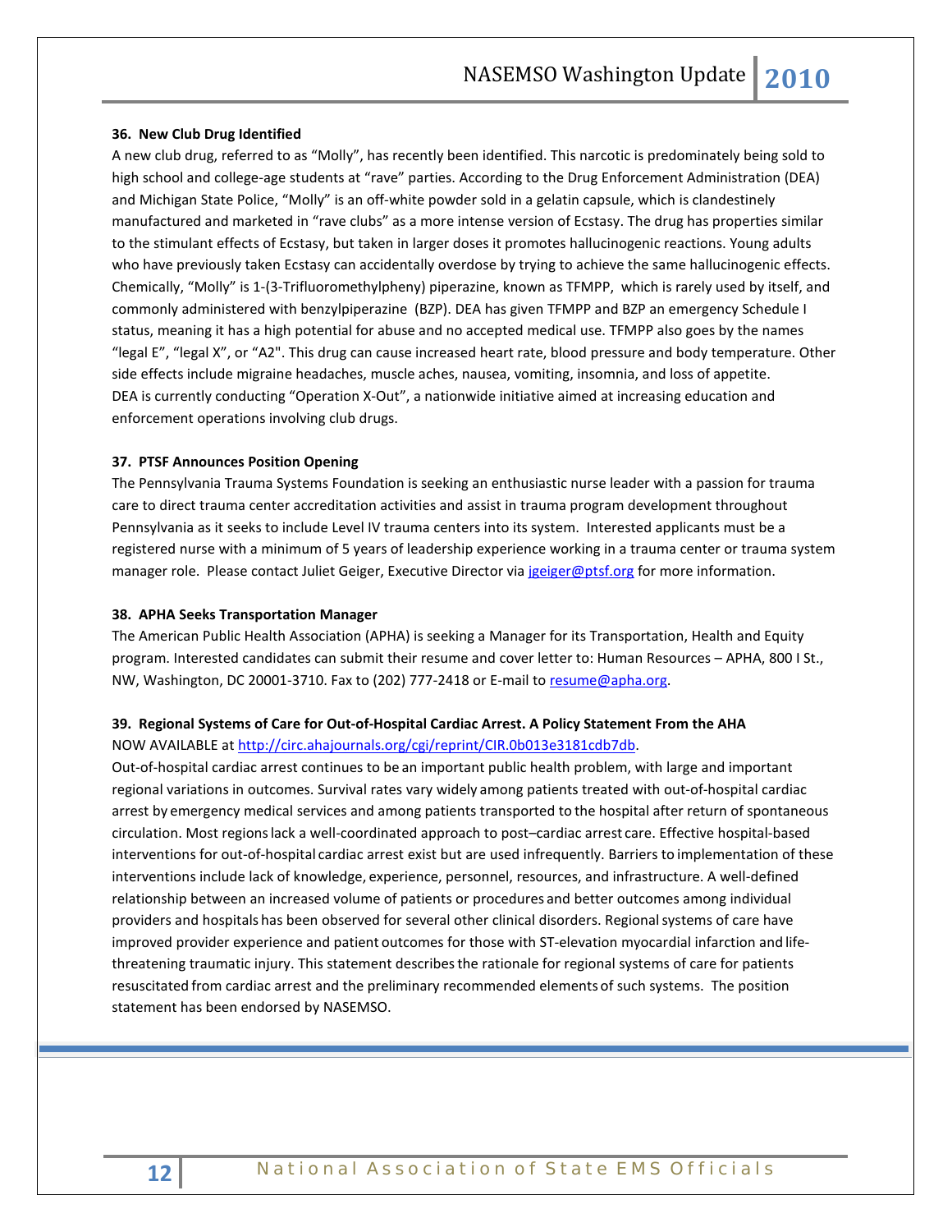### 36. New Club Drug Identified

A new club drug, referred to as “Molly”, has recently been identified. This narcotic is predominately being sold to high school and college-age students at “rave” parties. According to the Drug Enforcement Administration (DEA) and Michigan State Police, “Molly” is an off-white powder sold in a gelatin capsule, which is clandestinely manufactured and marketed in “rave clubs” as a more intense version of Ecstasy. The drug has properties similar to the stimulant effects of Ecstasy, but taken in larger doses it promotes hallucinogenic reactions. Young adults who have previously taken Ecstasy can accidentally overdose by trying to achieve the same hallucinogenic effects. Chemically, “Molly” is 1-(3-Trifluoromethylpheny) piperazine, known as TFMPP, which is rarely used by itself, and commonly administered with benzylpiperazine (BZP). DEA has given TFMPP and BZP an emergency Schedule I status, meaning it has a high potential for abuse and no accepted medical use. TFMPP also goes by the names “legal E”, “legal X”, or “A2". This drug can cause increased heart rate, blood pressure and body temperature. Other side effects include migraine headaches, muscle aches, nausea, vomiting, insomnia, and loss of appetite. DEA is currently conducting “Operation X-Out”, a nationwide initiative aimed at increasing education and enforcement operations involving club drugs.

### 37. PTSF Announces Position Opening

The Pennsylvania Trauma Systems Foundation is seeking an enthusiastic nurse leader with a passion for trauma care to direct trauma center accreditation activities and assist in trauma program development throughout Pennsylvania as it seeks to include Level IV trauma centers into its system. Interested applicants must be a registered nurse with a minimum of 5 years of leadership experience working in a trauma center or trauma system manager role. Please contact Juliet Geiger, Executive Director via jgeiger@ptsf.org for more information.

### 38. APHA Seeks Transportation Manager

The American Public Health Association (APHA) is seeking a Manager for its Transportation, Health and Equity program. Interested candidates can submit their resume and cover letter to: Human Resources – APHA, 800 I St., NW, Washington, DC 20001-3710. Fax to (202) 777-2418 or E-mail to resume@apha.org.

### 39. Regional Systems of Care for Out-of-Hospital Cardiac Arrest. A Policy Statement From the AHA

NOW AVAILABLE at http://circ.ahajournals.org/cgi/reprint/CIR.0b013e3181cdb7db.

Out-of-hospital cardiac arrest continues to be an important public health problem, with large and important regional variations in outcomes. Survival rates vary widely among patients treated with out-of-hospital cardiac arrest by emergency medical services and among patients transported to the hospital after return of spontaneous circulation. Most regions lack a well-coordinated approach to post–cardiac arrest care. Effective hospital-based interventions for out-of-hospital cardiac arrest exist but are used infrequently. Barriers to implementation of these interventions include lack of knowledge, experience, personnel, resources, and infrastructure. A well-defined relationship between an increased volume of patients or procedures and better outcomes among individual providers and hospitals has been observed for several other clinical disorders. Regional systems of care have improved provider experience and patient outcomes for those with ST-elevation myocardial infarction and life-threatening traumatic injury. This statement describes the rationale for regional systems of care for patients resuscitated from cardiac arrest and the preliminary recommended elements of such systems. The position statement has been endorsed by NASEMSO.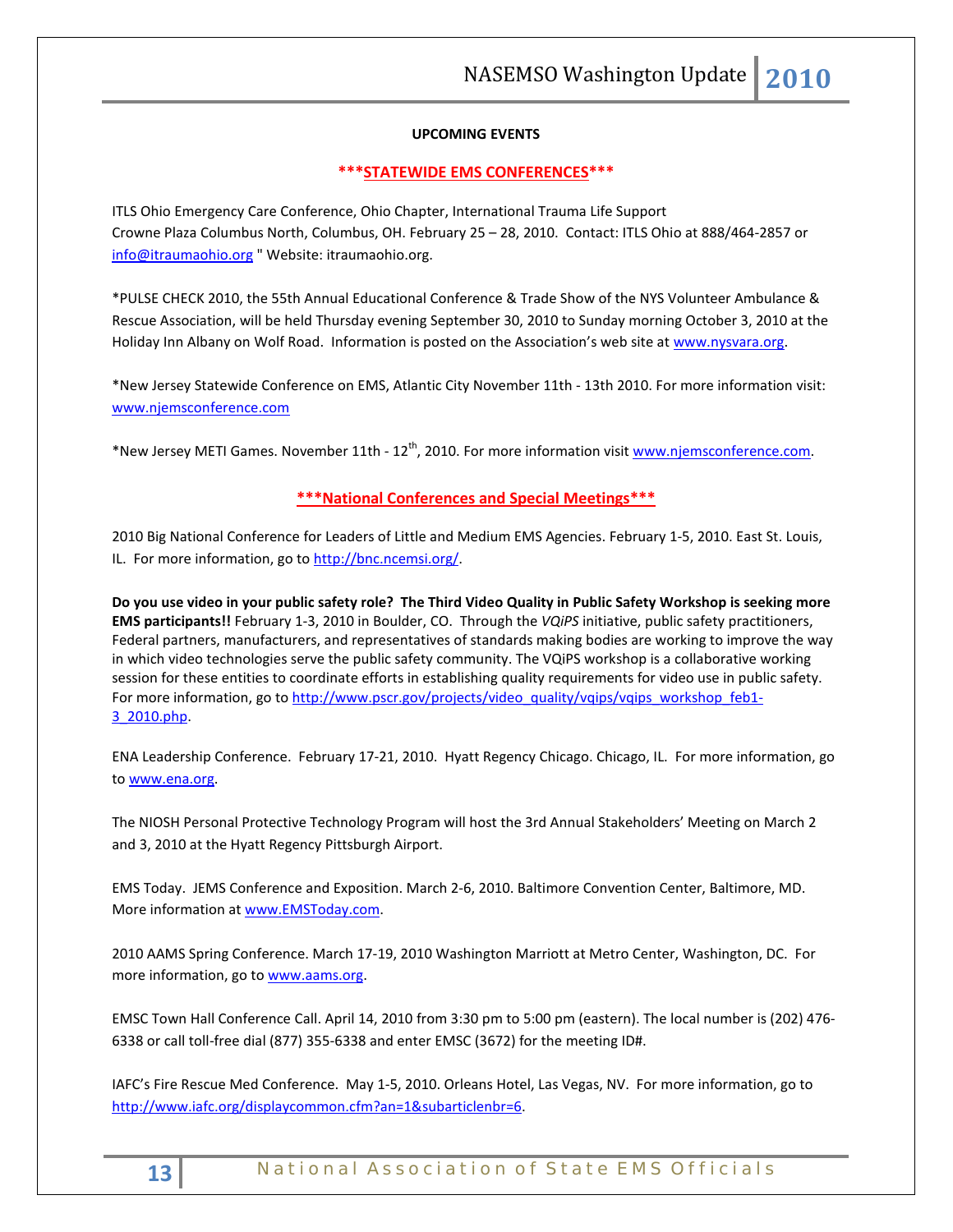**UPCOMING EVENTS**

**\*\*\*STATEWIDE EMS CONFERENCES\*\*\***

ITLS Ohio Emergency Care Conference, Ohio Chapter, International Trauma Life Support
Crowne Plaza Columbus North, Columbus, OH. February 25 – 28, 2010. Contact: ITLS Ohio at 888/464-2857 or info@itraumaohio.org " Website: itraumaohio.org.

*PULSE CHECK 2010, the 55th Annual Educational Conference & Trade Show of the NYS Volunteer Ambulance & Rescue Association, will be held Thursday evening September 30, 2010 to Sunday morning October 3, 2010 at the Holiday Inn Albany on Wolf Road. Information is posted on the Association's web site at www.nysvara.org.

*New Jersey Statewide Conference on EMS, Atlantic City November 11th - 13th 2010. For more information visit: www.njemsconference.com

*New Jersey METI Games. November 11th - 12th, 2010. For more information visit www.njemsconference.com.

**\*\*\*National Conferences and Special Meetings\*\*\***

2010 Big National Conference for Leaders of Little and Medium EMS Agencies. February 1-5, 2010. East St. Louis, IL. For more information, go to http://bnc.ncemsi.org/.

**Do you use video in your public safety role? The Third Video Quality in Public Safety Workshop is seeking more EMS participants!!** February 1-3, 2010 in Boulder, CO. Through the *VQiPS* initiative, public safety practitioners, Federal partners, manufacturers, and representatives of standards making bodies are working to improve the way in which video technologies serve the public safety community. The VQiPS workshop is a collaborative working session for these entities to coordinate efforts in establishing quality requirements for video use in public safety. For more information, go to http://www.pscr.gov/projects/video_quality/vqips/vqips_workshop_feb1-3_2010.php.

ENA Leadership Conference. February 17-21, 2010. Hyatt Regency Chicago. Chicago, IL. For more information, go to www.ena.org.

The NIOSH Personal Protective Technology Program will host the 3rd Annual Stakeholders' Meeting on March 2 and 3, 2010 at the Hyatt Regency Pittsburgh Airport.

EMS Today. JEMS Conference and Exposition. March 2-6, 2010. Baltimore Convention Center, Baltimore, MD. More information at www.EMSToday.com.

2010 AAMS Spring Conference. March 17-19, 2010 Washington Marriott at Metro Center, Washington, DC. For more information, go to www.aams.org.

EMSC Town Hall Conference Call. April 14, 2010 from 3:30 pm to 5:00 pm (eastern). The local number is (202) 476-6338 or call toll-free dial (877) 355-6338 and enter EMSC (3672) for the meeting ID#.

IAFC's Fire Rescue Med Conference. May 1-5, 2010. Orleans Hotel, Las Vegas, NV. For more information, go to http://www.iafc.org/displaycommon.cfm?an=1&subarticlenbr=6.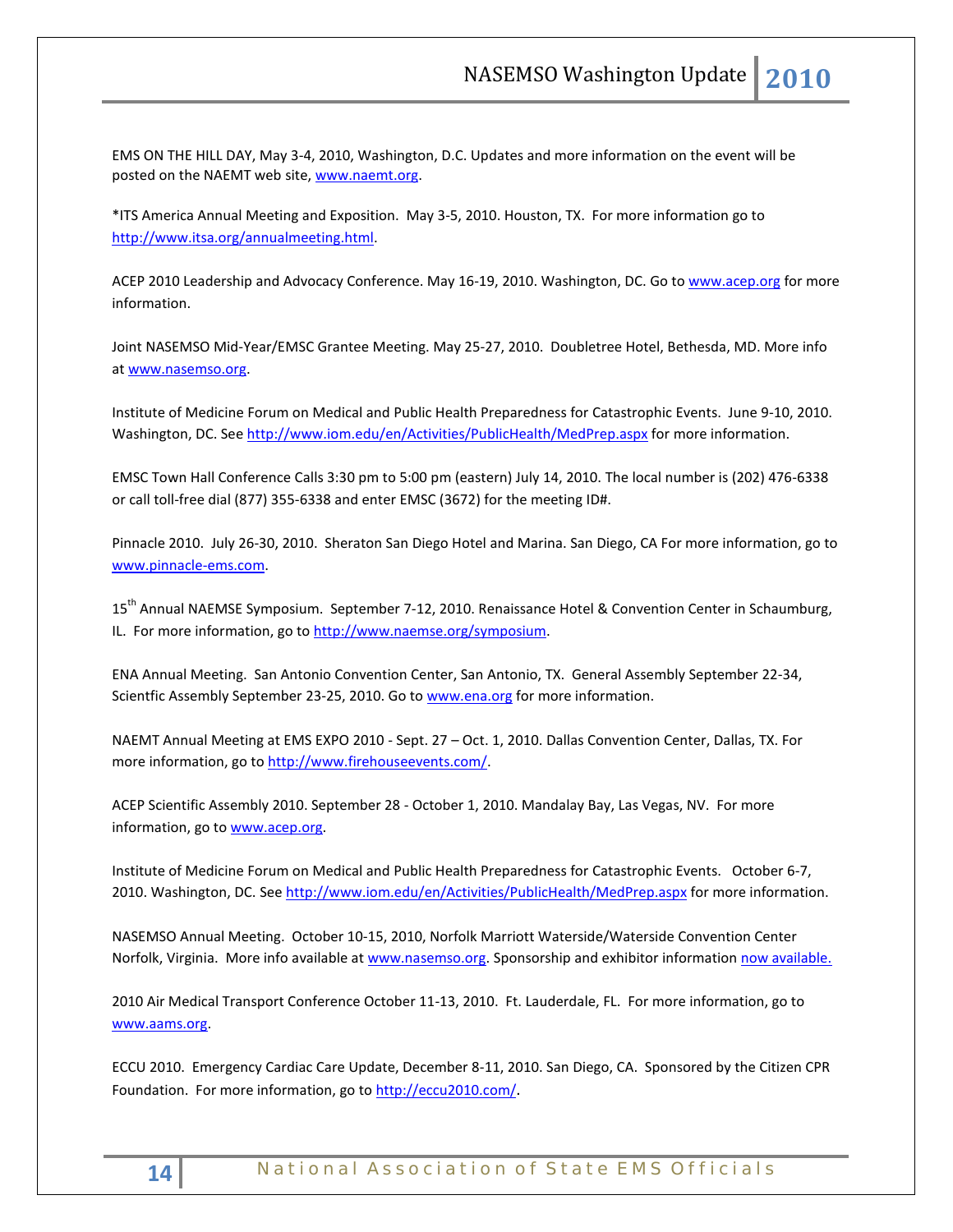EMS ON THE HILL DAY, May 3-4, 2010, Washington, D.C. Updates and more information on the event will be posted on the NAEMT web site, www.naemt.org.

*ITS America Annual Meeting and Exposition. May 3-5, 2010. Houston, TX. For more information go to http://www.itsa.org/annualmeeting.html.

ACEP 2010 Leadership and Advocacy Conference. May 16-19, 2010. Washington, DC. Go to www.acep.org for more information.

Joint NASEMSO Mid-Year/EMSC Grantee Meeting. May 25-27, 2010. Doubletree Hotel, Bethesda, MD. More info at www.nasemso.org.

Institute of Medicine Forum on Medical and Public Health Preparedness for Catastrophic Events. June 9-10, 2010. Washington, DC. See http://www.iom.edu/en/Activities/PublicHealth/MedPrep.aspx for more information.

EMSC Town Hall Conference Calls 3:30 pm to 5:00 pm (eastern) July 14, 2010. The local number is (202) 476-6338 or call toll-free dial (877) 355-6338 and enter EMSC (3672) for the meeting ID#.

Pinnacle 2010. July 26-30, 2010. Sheraton San Diego Hotel and Marina. San Diego, CA For more information, go to www.pinnacle-ems.com.

15th Annual NAEMSE Symposium. September 7-12, 2010. Renaissance Hotel & Convention Center in Schaumburg, IL. For more information, go to http://www.naemse.org/symposium.

ENA Annual Meeting. San Antonio Convention Center, San Antonio, TX. General Assembly September 22-34, Scientfic Assembly September 23-25, 2010. Go to www.ena.org for more information.

NAEMT Annual Meeting at EMS EXPO 2010 - Sept. 27 – Oct. 1, 2010. Dallas Convention Center, Dallas, TX. For more information, go to http://www.firehouseevents.com/.

ACEP Scientific Assembly 2010. September 28 - October 1, 2010. Mandalay Bay, Las Vegas, NV. For more information, go to www.acep.org.

Institute of Medicine Forum on Medical and Public Health Preparedness for Catastrophic Events. October 6-7, 2010. Washington, DC. See http://www.iom.edu/en/Activities/PublicHealth/MedPrep.aspx for more information.

NASEMSO Annual Meeting. October 10-15, 2010, Norfolk Marriott Waterside/Waterside Convention Center Norfolk, Virginia. More info available at www.nasemso.org. Sponsorship and exhibitor information now available.

2010 Air Medical Transport Conference October 11-13, 2010. Ft. Lauderdale, FL. For more information, go to www.aams.org.

ECCU 2010. Emergency Cardiac Care Update, December 8-11, 2010. San Diego, CA. Sponsored by the Citizen CPR Foundation. For more information, go to http://eccu2010.com/.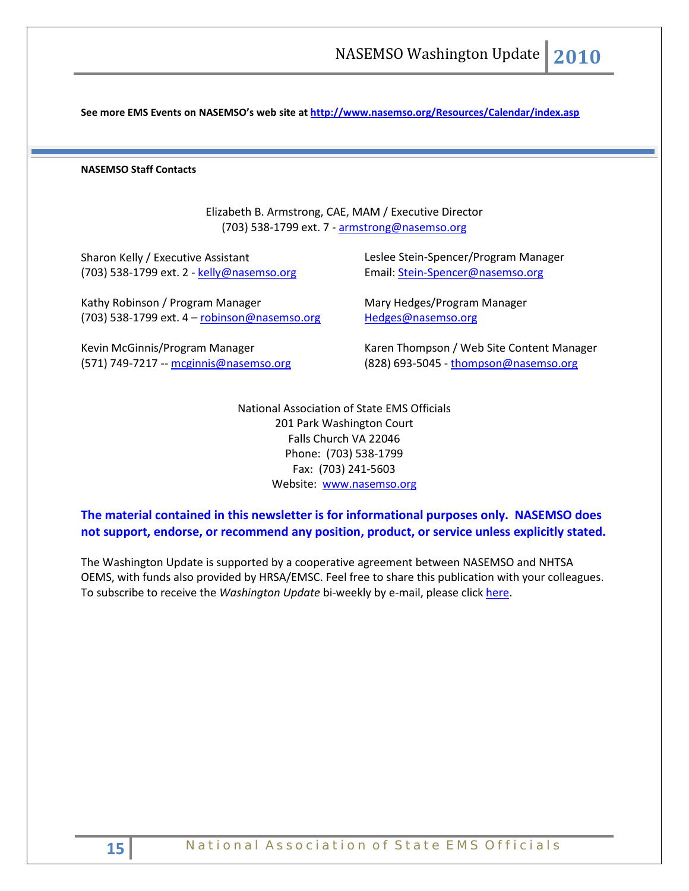**See more EMS Events on NASEMSO's web site at [http://www.nasemso.org/Resources/Calendar/index.asp](http://www.nasemso.org/Resources/Calendar/index.asp)**

---

**NASEMSO Staff Contacts**

Elizabeth B. Armstrong, CAE, MAM / Executive Director
(703) 538-1799 ext. 7 - armstrong@nasemso.org

Sharon Kelly / Executive Assistant
(703) 538-1799 ext. 2 - kelly@nasemso.org

Kathy Robinson / Program Manager
(703) 538-1799 ext. 4 – robinson@nasemso.org

Kevin McGinnis/Program Manager
(571) 749-7217 -- mcginnis@nasemso.org

Leslee Stein-Spencer/Program Manager
Email: Stein-Spencer@nasemso.org

Mary Hedges/Program Manager
Hedges@nasemso.org

Karen Thompson / Web Site Content Manager
(828) 693-5045 - thompson@nasemso.org

National Association of State EMS Officials
201 Park Washington Court
Falls Church VA 22046
Phone: (703) 538-1799
Fax: (703) 241-5603
Website: www.nasemso.org

**The material contained in this newsletter is for informational purposes only. NASEMSO does not support, endorse, or recommend any position, product, or service unless explicitly stated.**

The Washington Update is supported by a cooperative agreement between NASEMSO and NHTSA OEMS, with funds also provided by HRSA/EMSC. Feel free to share this publication with your colleagues. To subscribe to receive the *Washington Update* bi-weekly by e-mail, please click here.